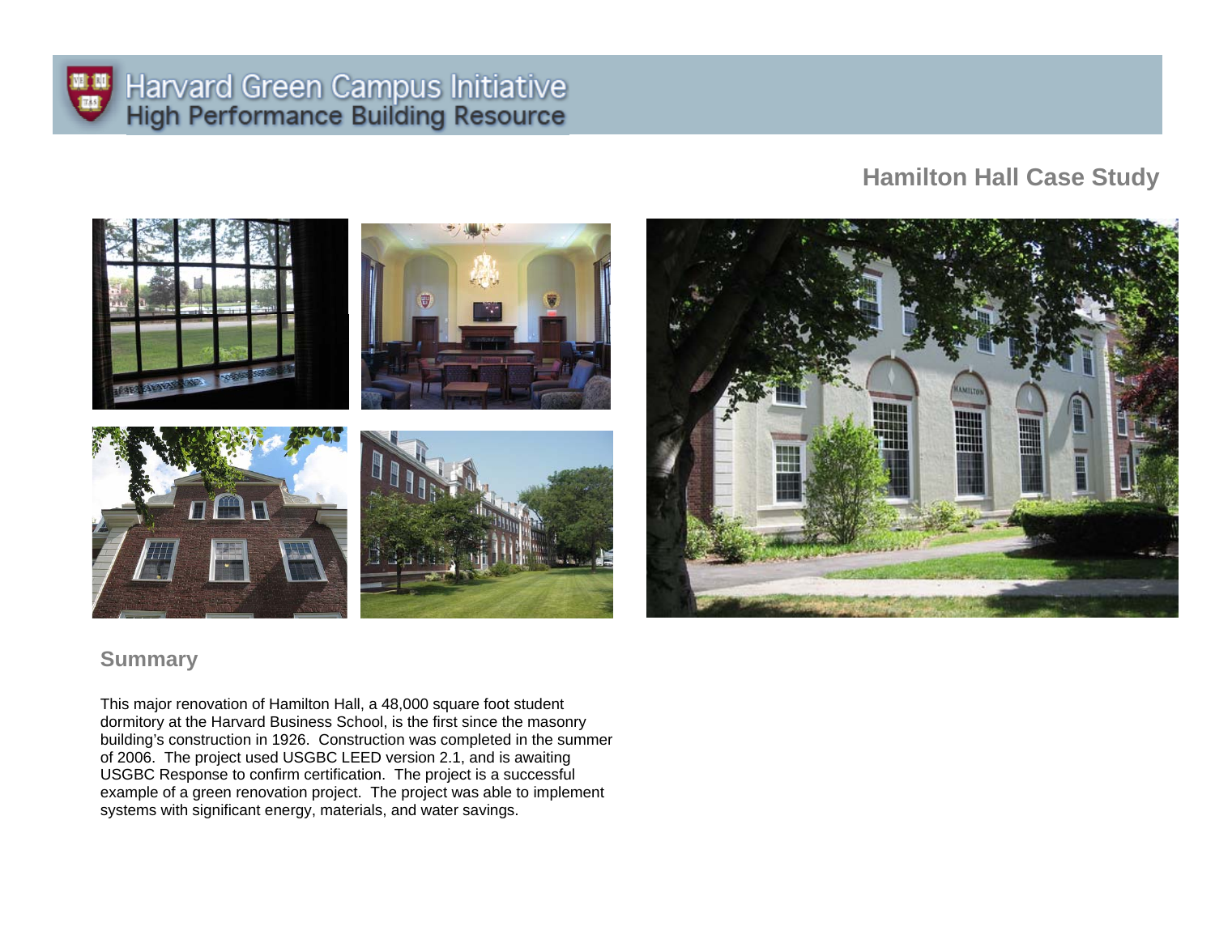Harvard Green Campus Initiative
High Performance Building Resource

# Hamilton Hall Case Study

## Summary

This major renovation of Hamilton Hall, a 48,000 square foot student dormitory at the Harvard Business School, is the first since the masonry building's construction in 1926. Construction was completed in the summer of 2006. The project used USGBC LEED version 2.1, and is awaiting USGBC Response to confirm certification. The project is a successful example of a green renovation project. The project was able to implement systems with significant energy, materials, and water savings.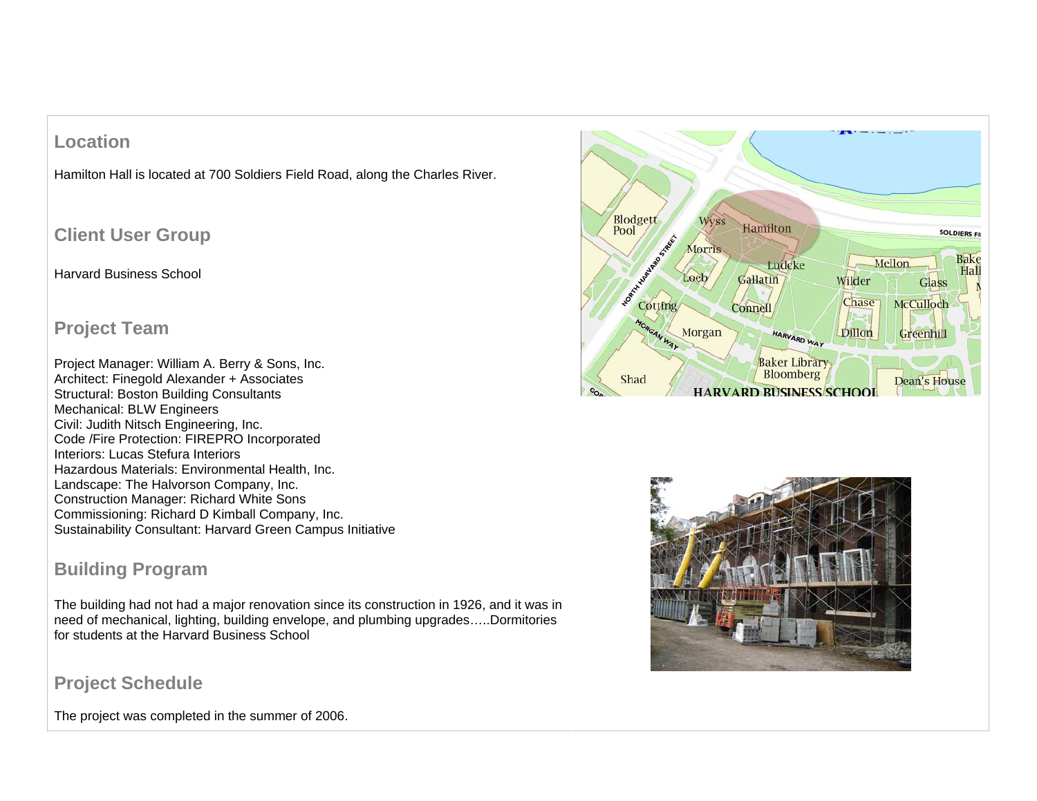## Location

Hamilton Hall is located at 700 Soldiers Field Road, along the Charles River.

## Client User Group

Harvard Business School

## Project Team

Project Manager: William A. Berry & Sons, Inc.
Architect: Finegold Alexander + Associates
Structural: Boston Building Consultants
Mechanical: BLW Engineers
Civil: Judith Nitsch Engineering, Inc.
Code /Fire Protection: FIREPRO Incorporated
Interiors: Lucas Stefura Interiors
Hazardous Materials: Environmental Health, Inc.
Landscape: The Halvorson Company, Inc.
Construction Manager: Richard White Sons
Commissioning: Richard D Kimball Company, Inc.
Sustainability Consultant: Harvard Green Campus Initiative

## Building Program

The building had not had a major renovation since its construction in 1926, and it was in need of mechanical, lighting, building envelope, and plumbing upgrades…..Dormitories for students at the Harvard Business School

## Project Schedule

The project was completed in the summer of 2006.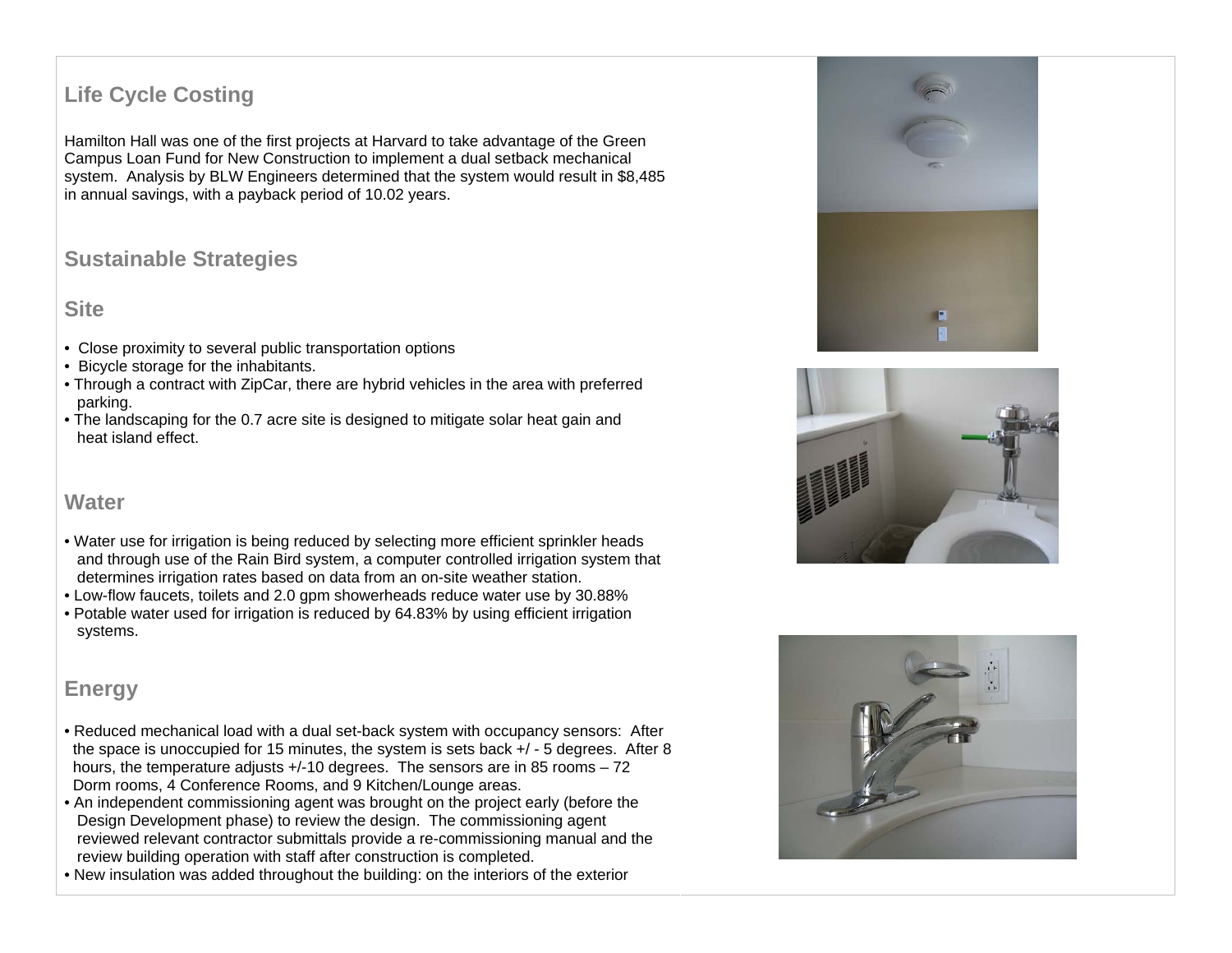## Life Cycle Costing

Hamilton Hall was one of the first projects at Harvard to take advantage of the Green Campus Loan Fund for New Construction to implement a dual setback mechanical system. Analysis by BLW Engineers determined that the system would result in $8,485 in annual savings, with a payback period of 10.02 years.

## Sustainable Strategies

### Site

- Close proximity to several public transportation options
- Bicycle storage for the inhabitants.
- Through a contract with ZipCar, there are hybrid vehicles in the area with preferred parking.
- The landscaping for the 0.7 acre site is designed to mitigate solar heat gain and heat island effect.

### Water

- Water use for irrigation is being reduced by selecting more efficient sprinkler heads and through use of the Rain Bird system, a computer controlled irrigation system that determines irrigation rates based on data from an on-site weather station.
- Low-flow faucets, toilets and 2.0 gpm showerheads reduce water use by 30.88%
- Potable water used for irrigation is reduced by 64.83% by using efficient irrigation systems.

### Energy

- Reduced mechanical load with a dual set-back system with occupancy sensors: After the space is unoccupied for 15 minutes, the system is sets back +/ - 5 degrees. After 8 hours, the temperature adjusts +/-10 degrees. The sensors are in 85 rooms – 72 Dorm rooms, 4 Conference Rooms, and 9 Kitchen/Lounge areas.
- An independent commissioning agent was brought on the project early (before the Design Development phase) to review the design. The commissioning agent reviewed relevant contractor submittals provide a re-commissioning manual and the review building operation with staff after construction is completed.
- New insulation was added throughout the building: on the interiors of the exterior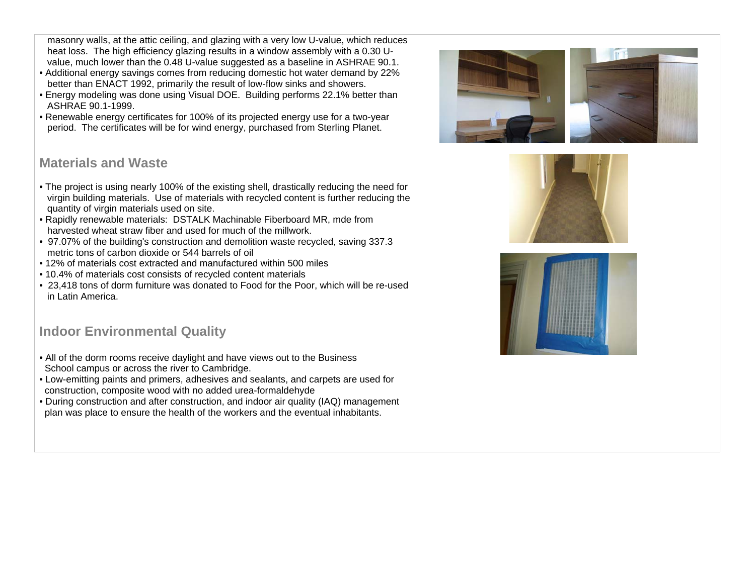masonry walls, at the attic ceiling, and glazing with a very low U-value, which reduces heat loss. The high efficiency glazing results in a window assembly with a 0.30 U-value, much lower than the 0.48 U-value suggested as a baseline in ASHRAE 90.1.

- Additional energy savings comes from reducing domestic hot water demand by 22% better than ENACT 1992, primarily the result of low-flow sinks and showers.
- Energy modeling was done using Visual DOE. Building performs 22.1% better than ASHRAE 90.1-1999.
- Renewable energy certificates for 100% of its projected energy use for a two-year period. The certificates will be for wind energy, purchased from Sterling Planet.

## Materials and Waste

- The project is using nearly 100% of the existing shell, drastically reducing the need for virgin building materials. Use of materials with recycled content is further reducing the quantity of virgin materials used on site.
- Rapidly renewable materials: DSTALK Machinable Fiberboard MR, mde from harvested wheat straw fiber and used for much of the millwork.
- 97.07% of the building's construction and demolition waste recycled, saving 337.3 metric tons of carbon dioxide or 544 barrels of oil
- 12% of materials cost extracted and manufactured within 500 miles
- 10.4% of materials cost consists of recycled content materials
- 23,418 tons of dorm furniture was donated to Food for the Poor, which will be re-used in Latin America.

## Indoor Environmental Quality

- All of the dorm rooms receive daylight and have views out to the Business School campus or across the river to Cambridge.
- Low-emitting paints and primers, adhesives and sealants, and carpets are used for construction, composite wood with no added urea-formaldehyde
- During construction and after construction, and indoor air quality (IAQ) management plan was place to ensure the health of the workers and the eventual inhabitants.